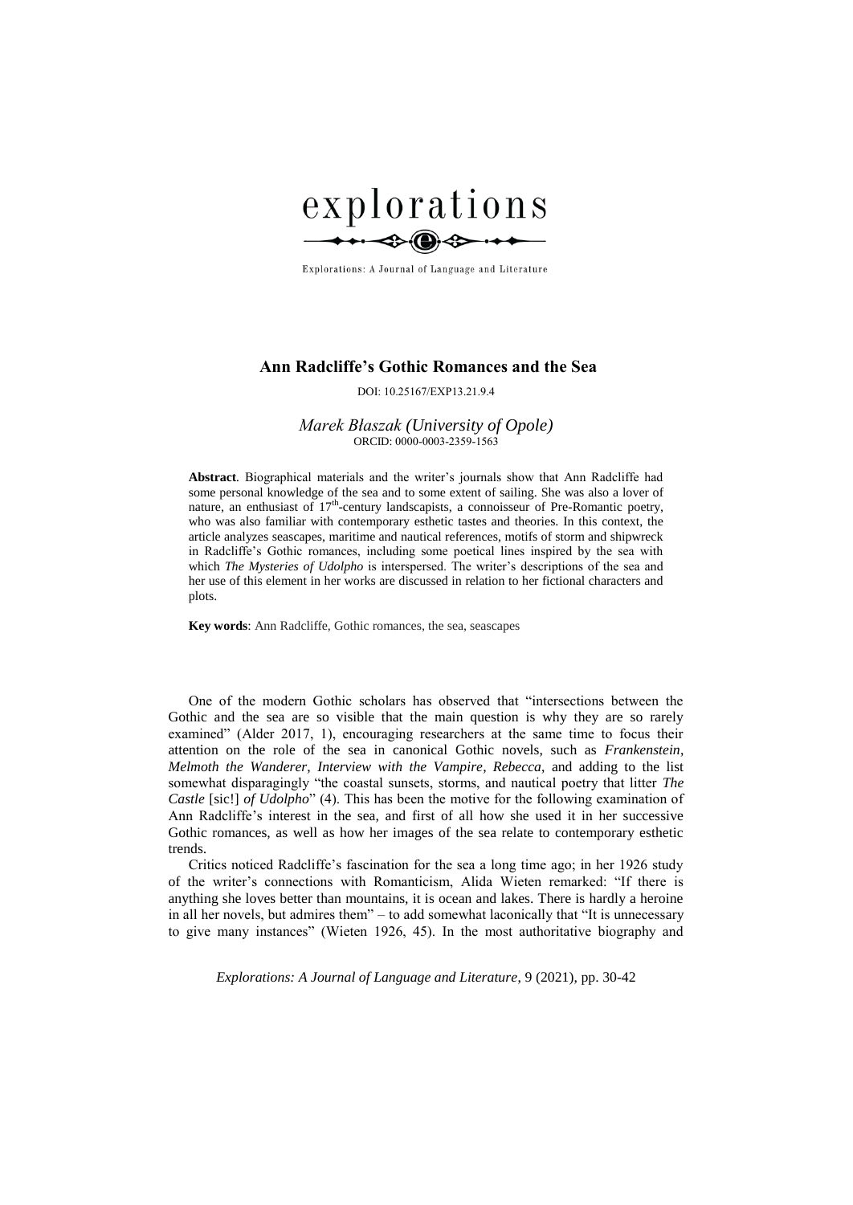explorations

Explorations: A Journal of Language and Literature

# Ann Radcliffe's Gothic Romances and the Sea

DOI: 10.25167/EXP13.21.9.4

*Marek Błaszak (University of Opole)*
ORCID: 0000-0003-2359-1563

**Abstract**. Biographical materials and the writer's journals show that Ann Radcliffe had some personal knowledge of the sea and to some extent of sailing. She was also a lover of nature, an enthusiast of 17th-century landscapists, a connoisseur of Pre-Romantic poetry, who was also familiar with contemporary esthetic tastes and theories. In this context, the article analyzes seascapes, maritime and nautical references, motifs of storm and shipwreck in Radcliffe's Gothic romances, including some poetical lines inspired by the sea with which *The Mysteries of Udolpho* is interspersed. The writer's descriptions of the sea and her use of this element in her works are discussed in relation to her fictional characters and plots.

**Key words**: Ann Radcliffe, Gothic romances, the sea, seascapes

One of the modern Gothic scholars has observed that "intersections between the Gothic and the sea are so visible that the main question is why they are so rarely examined" (Alder 2017, 1), encouraging researchers at the same time to focus their attention on the role of the sea in canonical Gothic novels, such as *Frankenstein*, *Melmoth the Wanderer*, *Interview with the Vampire*, *Rebecca*, and adding to the list somewhat disparagingly "the coastal sunsets, storms, and nautical poetry that litter *The Castle* [sic!] *of Udolpho*" (4). This has been the motive for the following examination of Ann Radcliffe's interest in the sea, and first of all how she used it in her successive Gothic romances, as well as how her images of the sea relate to contemporary esthetic trends.

Critics noticed Radcliffe's fascination for the sea a long time ago; in her 1926 study of the writer's connections with Romanticism, Alida Wieten remarked: "If there is anything she loves better than mountains, it is ocean and lakes. There is hardly a heroine in all her novels, but admires them" – to add somewhat laconically that "It is unnecessary to give many instances" (Wieten 1926, 45). In the most authoritative biography and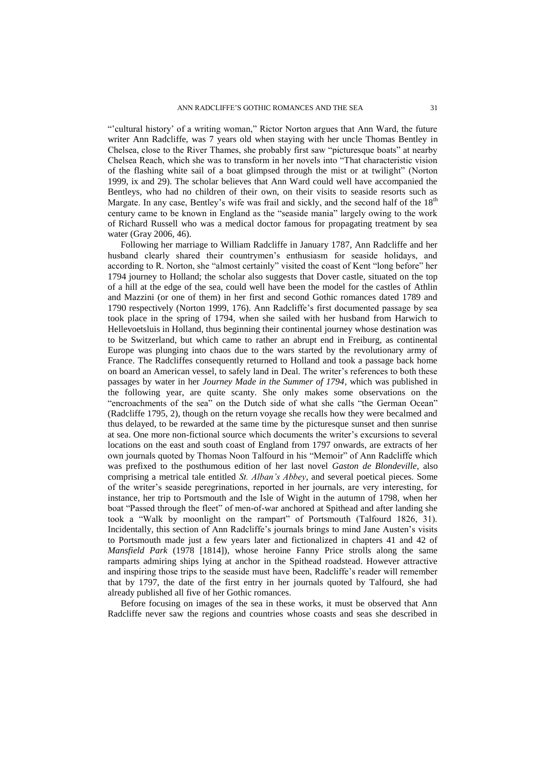"'cultural history' of a writing woman," Rictor Norton argues that Ann Ward, the future writer Ann Radcliffe, was 7 years old when staying with her uncle Thomas Bentley in Chelsea, close to the River Thames, she probably first saw "picturesque boats" at nearby Chelsea Reach, which she was to transform in her novels into "That characteristic vision of the flashing white sail of a boat glimpsed through the mist or at twilight" (Norton 1999, ix and 29). The scholar believes that Ann Ward could well have accompanied the Bentleys, who had no children of their own, on their visits to seaside resorts such as Margate. In any case, Bentley's wife was frail and sickly, and the second half of the 18th century came to be known in England as the "seaside mania" largely owing to the work of Richard Russell who was a medical doctor famous for propagating treatment by sea water (Gray 2006, 46).

Following her marriage to William Radcliffe in January 1787, Ann Radcliffe and her husband clearly shared their countrymen's enthusiasm for seaside holidays, and according to R. Norton, she "almost certainly" visited the coast of Kent "long before" her 1794 journey to Holland; the scholar also suggests that Dover castle, situated on the top of a hill at the edge of the sea, could well have been the model for the castles of Athlin and Mazzini (or one of them) in her first and second Gothic romances dated 1789 and 1790 respectively (Norton 1999, 176). Ann Radcliffe's first documented passage by sea took place in the spring of 1794, when she sailed with her husband from Harwich to Hellevoetsluis in Holland, thus beginning their continental journey whose destination was to be Switzerland, but which came to rather an abrupt end in Freiburg, as continental Europe was plunging into chaos due to the wars started by the revolutionary army of France. The Radcliffes consequently returned to Holland and took a passage back home on board an American vessel, to safely land in Deal. The writer's references to both these passages by water in her *Journey Made in the Summer of 1794*, which was published in the following year, are quite scanty. She only makes some observations on the "encroachments of the sea" on the Dutch side of what she calls "the German Ocean" (Radcliffe 1795, 2), though on the return voyage she recalls how they were becalmed and thus delayed, to be rewarded at the same time by the picturesque sunset and then sunrise at sea. One more non-fictional source which documents the writer's excursions to several locations on the east and south coast of England from 1797 onwards, are extracts of her own journals quoted by Thomas Noon Talfourd in his "Memoir" of Ann Radcliffe which was prefixed to the posthumous edition of her last novel *Gaston de Blondeville*, also comprising a metrical tale entitled *St. Alban's Abbey*, and several poetical pieces. Some of the writer's seaside peregrinations, reported in her journals, are very interesting, for instance, her trip to Portsmouth and the Isle of Wight in the autumn of 1798, when her boat "Passed through the fleet" of men-of-war anchored at Spithead and after landing she took a "Walk by moonlight on the rampart" of Portsmouth (Talfourd 1826, 31). Incidentally, this section of Ann Radcliffe's journals brings to mind Jane Austen's visits to Portsmouth made just a few years later and fictionalized in chapters 41 and 42 of *Mansfield Park* (1978 [1814]), whose heroine Fanny Price strolls along the same ramparts admiring ships lying at anchor in the Spithead roadstead. However attractive and inspiring those trips to the seaside must have been, Radcliffe's reader will remember that by 1797, the date of the first entry in her journals quoted by Talfourd, she had already published all five of her Gothic romances.

Before focusing on images of the sea in these works, it must be observed that Ann Radcliffe never saw the regions and countries whose coasts and seas she described in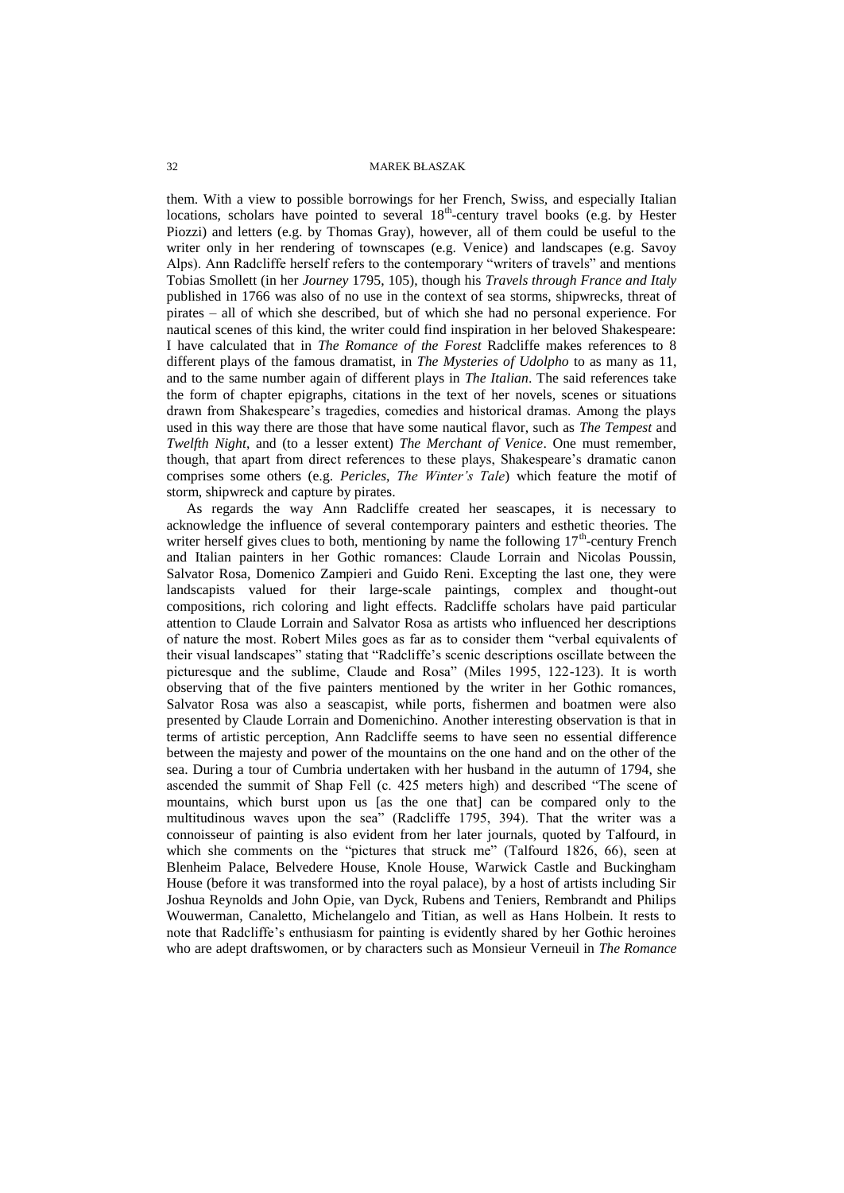them. With a view to possible borrowings for her French, Swiss, and especially Italian locations, scholars have pointed to several 18th-century travel books (e.g. by Hester Piozzi) and letters (e.g. by Thomas Gray), however, all of them could be useful to the writer only in her rendering of townscapes (e.g. Venice) and landscapes (e.g. Savoy Alps). Ann Radcliffe herself refers to the contemporary "writers of travels" and mentions Tobias Smollett (in her *Journey* 1795, 105), though his *Travels through France and Italy* published in 1766 was also of no use in the context of sea storms, shipwrecks, threat of pirates – all of which she described, but of which she had no personal experience. For nautical scenes of this kind, the writer could find inspiration in her beloved Shakespeare: I have calculated that in *The Romance of the Forest* Radcliffe makes references to 8 different plays of the famous dramatist, in *The Mysteries of Udolpho* to as many as 11, and to the same number again of different plays in *The Italian*. The said references take the form of chapter epigraphs, citations in the text of her novels, scenes or situations drawn from Shakespeare's tragedies, comedies and historical dramas. Among the plays used in this way there are those that have some nautical flavor, such as *The Tempest* and *Twelfth Night*, and (to a lesser extent) *The Merchant of Venice*. One must remember, though, that apart from direct references to these plays, Shakespeare's dramatic canon comprises some others (e.g. *Pericles*, *The Winter's Tale*) which feature the motif of storm, shipwreck and capture by pirates.

As regards the way Ann Radcliffe created her seascapes, it is necessary to acknowledge the influence of several contemporary painters and esthetic theories. The writer herself gives clues to both, mentioning by name the following 17th-century French and Italian painters in her Gothic romances: Claude Lorrain and Nicolas Poussin, Salvator Rosa, Domenico Zampieri and Guido Reni. Excepting the last one, they were landscapists valued for their large-scale paintings, complex and thought-out compositions, rich coloring and light effects. Radcliffe scholars have paid particular attention to Claude Lorrain and Salvator Rosa as artists who influenced her descriptions of nature the most. Robert Miles goes as far as to consider them "verbal equivalents of their visual landscapes" stating that "Radcliffe's scenic descriptions oscillate between the picturesque and the sublime, Claude and Rosa" (Miles 1995, 122-123). It is worth observing that of the five painters mentioned by the writer in her Gothic romances, Salvator Rosa was also a seascapist, while ports, fishermen and boatmen were also presented by Claude Lorrain and Domenichino. Another interesting observation is that in terms of artistic perception, Ann Radcliffe seems to have seen no essential difference between the majesty and power of the mountains on the one hand and on the other of the sea. During a tour of Cumbria undertaken with her husband in the autumn of 1794, she ascended the summit of Shap Fell (c. 425 meters high) and described "The scene of mountains, which burst upon us [as the one that] can be compared only to the multitudinous waves upon the sea" (Radcliffe 1795, 394). That the writer was a connoisseur of painting is also evident from her later journals, quoted by Talfourd, in which she comments on the "pictures that struck me" (Talfourd 1826, 66), seen at Blenheim Palace, Belvedere House, Knole House, Warwick Castle and Buckingham House (before it was transformed into the royal palace), by a host of artists including Sir Joshua Reynolds and John Opie, van Dyck, Rubens and Teniers, Rembrandt and Philips Wouwerman, Canaletto, Michelangelo and Titian, as well as Hans Holbein. It rests to note that Radcliffe's enthusiasm for painting is evidently shared by her Gothic heroines who are adept draftswomen, or by characters such as Monsieur Verneuil in *The Romance*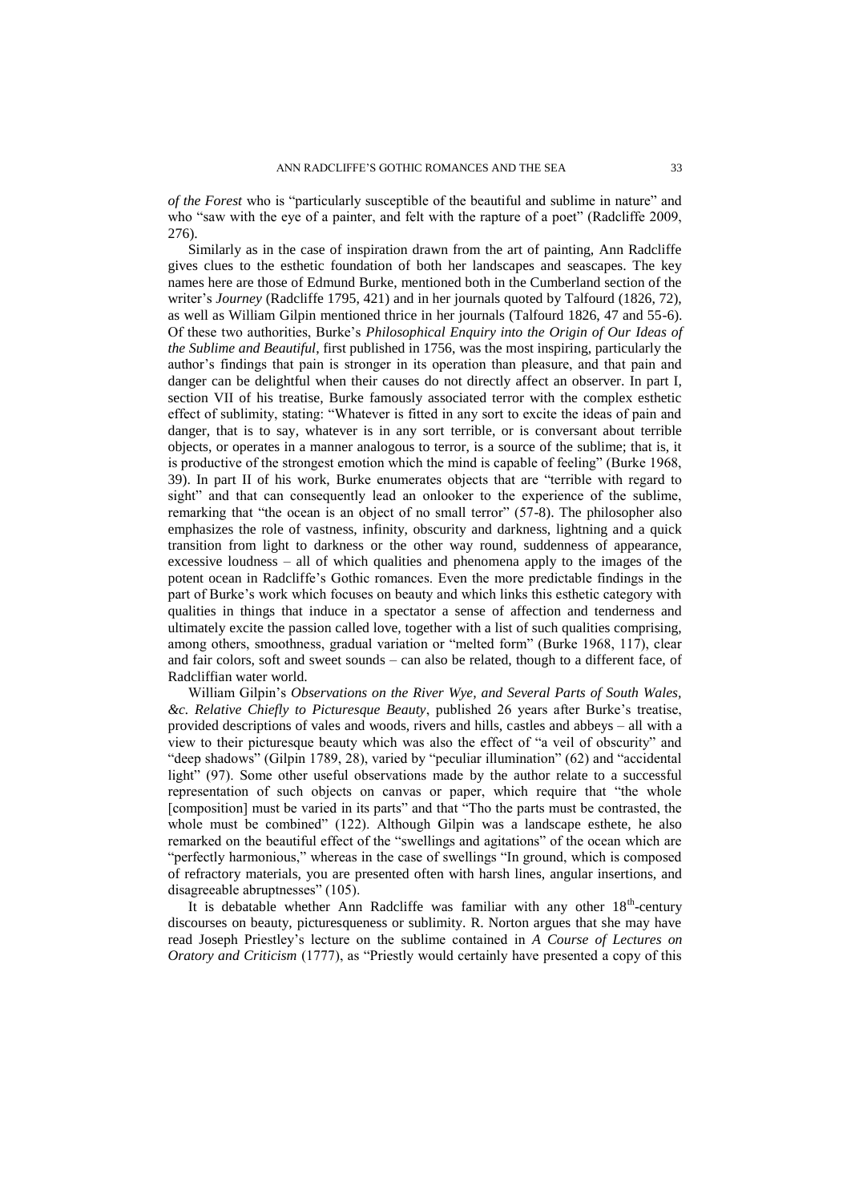*of the Forest* who is "particularly susceptible of the beautiful and sublime in nature" and who "saw with the eye of a painter, and felt with the rapture of a poet" (Radcliffe 2009, 276).

Similarly as in the case of inspiration drawn from the art of painting, Ann Radcliffe gives clues to the esthetic foundation of both her landscapes and seascapes. The key names here are those of Edmund Burke, mentioned both in the Cumberland section of the writer's *Journey* (Radcliffe 1795, 421) and in her journals quoted by Talfourd (1826, 72), as well as William Gilpin mentioned thrice in her journals (Talfourd 1826, 47 and 55-6). Of these two authorities, Burke's *Philosophical Enquiry into the Origin of Our Ideas of the Sublime and Beautiful*, first published in 1756, was the most inspiring, particularly the author's findings that pain is stronger in its operation than pleasure, and that pain and danger can be delightful when their causes do not directly affect an observer. In part I, section VII of his treatise, Burke famously associated terror with the complex esthetic effect of sublimity, stating: "Whatever is fitted in any sort to excite the ideas of pain and danger, that is to say, whatever is in any sort terrible, or is conversant about terrible objects, or operates in a manner analogous to terror, is a source of the sublime; that is, it is productive of the strongest emotion which the mind is capable of feeling" (Burke 1968, 39). In part II of his work, Burke enumerates objects that are "terrible with regard to sight" and that can consequently lead an onlooker to the experience of the sublime, remarking that "the ocean is an object of no small terror" (57-8). The philosopher also emphasizes the role of vastness, infinity, obscurity and darkness, lightning and a quick transition from light to darkness or the other way round, suddenness of appearance, excessive loudness – all of which qualities and phenomena apply to the images of the potent ocean in Radcliffe's Gothic romances. Even the more predictable findings in the part of Burke's work which focuses on beauty and which links this esthetic category with qualities in things that induce in a spectator a sense of affection and tenderness and ultimately excite the passion called love, together with a list of such qualities comprising, among others, smoothness, gradual variation or "melted form" (Burke 1968, 117), clear and fair colors, soft and sweet sounds – can also be related, though to a different face, of Radcliffian water world.

William Gilpin's *Observations on the River Wye, and Several Parts of South Wales, &c. Relative Chiefly to Picturesque Beauty*, published 26 years after Burke's treatise, provided descriptions of vales and woods, rivers and hills, castles and abbeys – all with a view to their picturesque beauty which was also the effect of "a veil of obscurity" and "deep shadows" (Gilpin 1789, 28), varied by "peculiar illumination" (62) and "accidental light" (97). Some other useful observations made by the author relate to a successful representation of such objects on canvas or paper, which require that "the whole [composition] must be varied in its parts" and that "Tho the parts must be contrasted, the whole must be combined" (122). Although Gilpin was a landscape esthete, he also remarked on the beautiful effect of the "swellings and agitations" of the ocean which are "perfectly harmonious," whereas in the case of swellings "In ground, which is composed of refractory materials, you are presented often with harsh lines, angular insertions, and disagreeable abruptnesses" (105).

It is debatable whether Ann Radcliffe was familiar with any other 18th-century discourses on beauty, picturesqueness or sublimity. R. Norton argues that she may have read Joseph Priestley's lecture on the sublime contained in *A Course of Lectures on Oratory and Criticism* (1777), as "Priestly would certainly have presented a copy of this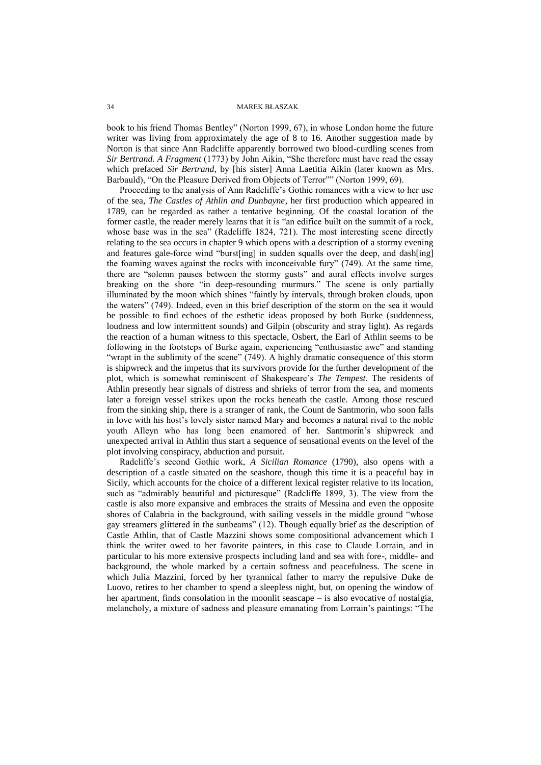book to his friend Thomas Bentley" (Norton 1999, 67), in whose London home the future writer was living from approximately the age of 8 to 16. Another suggestion made by Norton is that since Ann Radcliffe apparently borrowed two blood-curdling scenes from *Sir Bertrand. A Fragment* (1773) by John Aikin, "She therefore must have read the essay which prefaced *Sir Bertrand*, by [his sister] Anna Laetitia Aikin (later known as Mrs. Barbauld), "On the Pleasure Derived from Objects of Terror"" (Norton 1999, 69).

Proceeding to the analysis of Ann Radcliffe's Gothic romances with a view to her use of the sea, *The Castles of Athlin and Dunbayne*, her first production which appeared in 1789, can be regarded as rather a tentative beginning. Of the coastal location of the former castle, the reader merely learns that it is "an edifice built on the summit of a rock, whose base was in the sea" (Radcliffe 1824, 721). The most interesting scene directly relating to the sea occurs in chapter 9 which opens with a description of a stormy evening and features gale-force wind "burst[ing] in sudden squalls over the deep, and dash[ing] the foaming waves against the rocks with inconceivable fury" (749). At the same time, there are "solemn pauses between the stormy gusts" and aural effects involve surges breaking on the shore "in deep-resounding murmurs." The scene is only partially illuminated by the moon which shines "faintly by intervals, through broken clouds, upon the waters" (749). Indeed, even in this brief description of the storm on the sea it would be possible to find echoes of the esthetic ideas proposed by both Burke (suddenness, loudness and low intermittent sounds) and Gilpin (obscurity and stray light). As regards the reaction of a human witness to this spectacle, Osbert, the Earl of Athlin seems to be following in the footsteps of Burke again, experiencing "enthusiastic awe" and standing "wrapt in the sublimity of the scene" (749). A highly dramatic consequence of this storm is shipwreck and the impetus that its survivors provide for the further development of the plot, which is somewhat reminiscent of Shakespeare's *The Tempest*. The residents of Athlin presently hear signals of distress and shrieks of terror from the sea, and moments later a foreign vessel strikes upon the rocks beneath the castle. Among those rescued from the sinking ship, there is a stranger of rank, the Count de Santmorin, who soon falls in love with his host's lovely sister named Mary and becomes a natural rival to the noble youth Alleyn who has long been enamored of her. Santmorin's shipwreck and unexpected arrival in Athlin thus start a sequence of sensational events on the level of the plot involving conspiracy, abduction and pursuit.

Radcliffe's second Gothic work, *A Sicilian Romance* (1790), also opens with a description of a castle situated on the seashore, though this time it is a peaceful bay in Sicily, which accounts for the choice of a different lexical register relative to its location, such as "admirably beautiful and picturesque" (Radcliffe 1899, 3). The view from the castle is also more expansive and embraces the straits of Messina and even the opposite shores of Calabria in the background, with sailing vessels in the middle ground "whose gay streamers glittered in the sunbeams" (12). Though equally brief as the description of Castle Athlin, that of Castle Mazzini shows some compositional advancement which I think the writer owed to her favorite painters, in this case to Claude Lorrain, and in particular to his more extensive prospects including land and sea with fore-, middle- and background, the whole marked by a certain softness and peacefulness. The scene in which Julia Mazzini, forced by her tyrannical father to marry the repulsive Duke de Luovo, retires to her chamber to spend a sleepless night, but, on opening the window of her apartment, finds consolation in the moonlit seascape – is also evocative of nostalgia, melancholy, a mixture of sadness and pleasure emanating from Lorrain's paintings: "The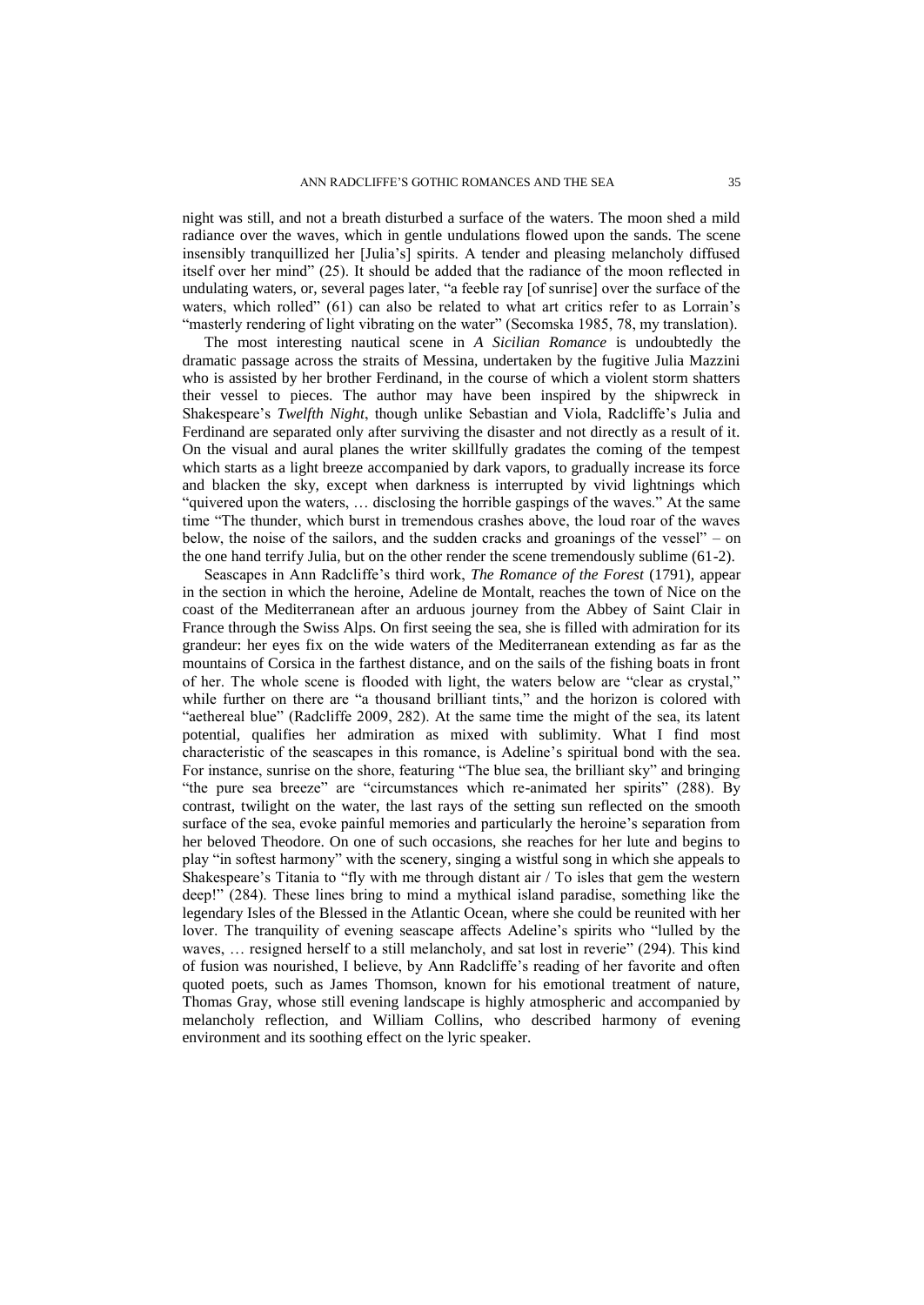night was still, and not a breath disturbed a surface of the waters. The moon shed a mild radiance over the waves, which in gentle undulations flowed upon the sands. The scene insensibly tranquillized her [Julia's] spirits. A tender and pleasing melancholy diffused itself over her mind" (25). It should be added that the radiance of the moon reflected in undulating waters, or, several pages later, "a feeble ray [of sunrise] over the surface of the waters, which rolled" (61) can also be related to what art critics refer to as Lorrain's "masterly rendering of light vibrating on the water" (Secomska 1985, 78, my translation).

The most interesting nautical scene in *A Sicilian Romance* is undoubtedly the dramatic passage across the straits of Messina, undertaken by the fugitive Julia Mazzini who is assisted by her brother Ferdinand, in the course of which a violent storm shatters their vessel to pieces. The author may have been inspired by the shipwreck in Shakespeare's *Twelfth Night*, though unlike Sebastian and Viola, Radcliffe's Julia and Ferdinand are separated only after surviving the disaster and not directly as a result of it. On the visual and aural planes the writer skillfully gradates the coming of the tempest which starts as a light breeze accompanied by dark vapors, to gradually increase its force and blacken the sky, except when darkness is interrupted by vivid lightnings which "quivered upon the waters, … disclosing the horrible gaspings of the waves." At the same time "The thunder, which burst in tremendous crashes above, the loud roar of the waves below, the noise of the sailors, and the sudden cracks and groanings of the vessel" – on the one hand terrify Julia, but on the other render the scene tremendously sublime (61-2).

Seascapes in Ann Radcliffe's third work, *The Romance of the Forest* (1791), appear in the section in which the heroine, Adeline de Montalt, reaches the town of Nice on the coast of the Mediterranean after an arduous journey from the Abbey of Saint Clair in France through the Swiss Alps. On first seeing the sea, she is filled with admiration for its grandeur: her eyes fix on the wide waters of the Mediterranean extending as far as the mountains of Corsica in the farthest distance, and on the sails of the fishing boats in front of her. The whole scene is flooded with light, the waters below are "clear as crystal," while further on there are "a thousand brilliant tints," and the horizon is colored with "aethereal blue" (Radcliffe 2009, 282). At the same time the might of the sea, its latent potential, qualifies her admiration as mixed with sublimity. What I find most characteristic of the seascapes in this romance, is Adeline's spiritual bond with the sea. For instance, sunrise on the shore, featuring "The blue sea, the brilliant sky" and bringing "the pure sea breeze" are "circumstances which re-animated her spirits" (288). By contrast, twilight on the water, the last rays of the setting sun reflected on the smooth surface of the sea, evoke painful memories and particularly the heroine's separation from her beloved Theodore. On one of such occasions, she reaches for her lute and begins to play "in softest harmony" with the scenery, singing a wistful song in which she appeals to Shakespeare's Titania to "fly with me through distant air / To isles that gem the western deep!" (284). These lines bring to mind a mythical island paradise, something like the legendary Isles of the Blessed in the Atlantic Ocean, where she could be reunited with her lover. The tranquility of evening seascape affects Adeline's spirits who "lulled by the waves, … resigned herself to a still melancholy, and sat lost in reverie" (294). This kind of fusion was nourished, I believe, by Ann Radcliffe's reading of her favorite and often quoted poets, such as James Thomson, known for his emotional treatment of nature, Thomas Gray, whose still evening landscape is highly atmospheric and accompanied by melancholy reflection, and William Collins, who described harmony of evening environment and its soothing effect on the lyric speaker.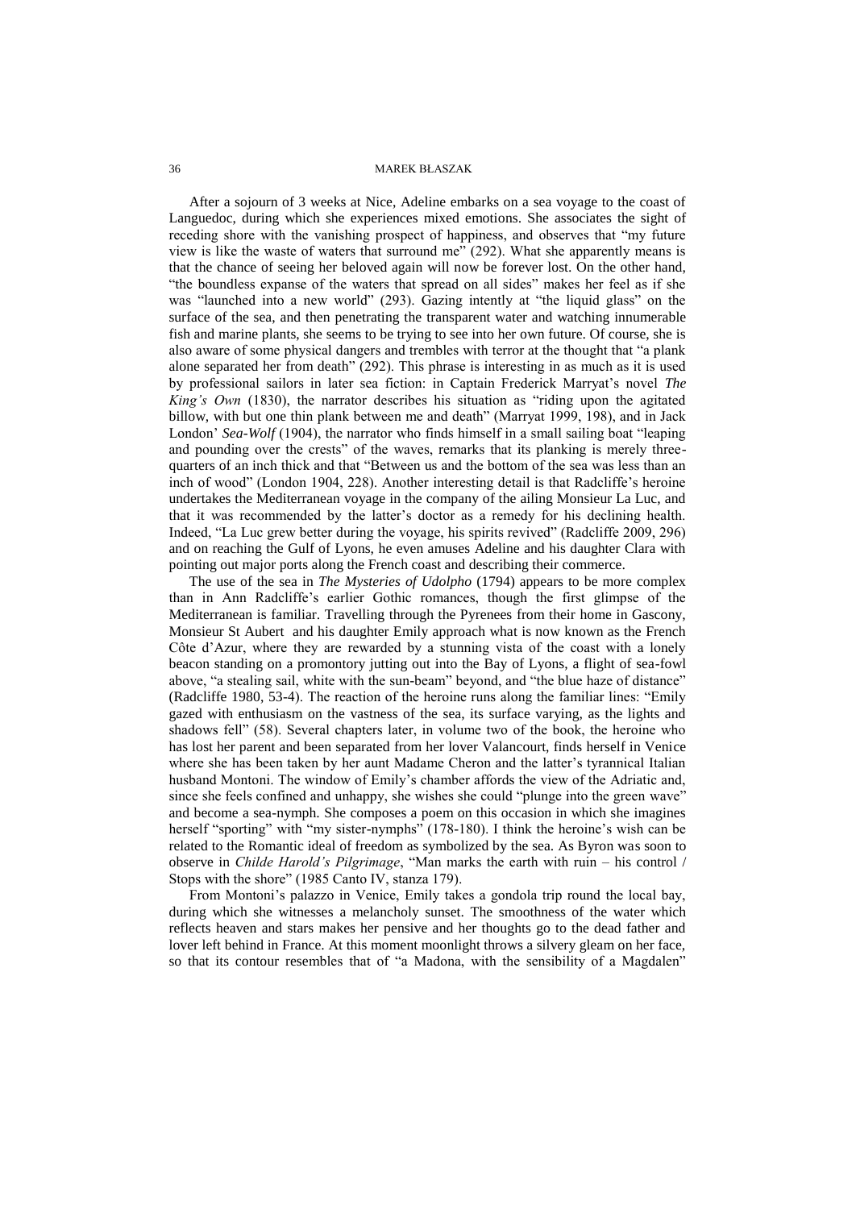After a sojourn of 3 weeks at Nice, Adeline embarks on a sea voyage to the coast of Languedoc, during which she experiences mixed emotions. She associates the sight of receding shore with the vanishing prospect of happiness, and observes that "my future view is like the waste of waters that surround me" (292). What she apparently means is that the chance of seeing her beloved again will now be forever lost. On the other hand, "the boundless expanse of the waters that spread on all sides" makes her feel as if she was "launched into a new world" (293). Gazing intently at "the liquid glass" on the surface of the sea, and then penetrating the transparent water and watching innumerable fish and marine plants, she seems to be trying to see into her own future. Of course, she is also aware of some physical dangers and trembles with terror at the thought that "a plank alone separated her from death" (292). This phrase is interesting in as much as it is used by professional sailors in later sea fiction: in Captain Frederick Marryat's novel *The King's Own* (1830), the narrator describes his situation as "riding upon the agitated billow, with but one thin plank between me and death" (Marryat 1999, 198), and in Jack London' *Sea-Wolf* (1904), the narrator who finds himself in a small sailing boat "leaping and pounding over the crests" of the waves, remarks that its planking is merely three-quarters of an inch thick and that "Between us and the bottom of the sea was less than an inch of wood" (London 1904, 228). Another interesting detail is that Radcliffe's heroine undertakes the Mediterranean voyage in the company of the ailing Monsieur La Luc, and that it was recommended by the latter's doctor as a remedy for his declining health. Indeed, "La Luc grew better during the voyage, his spirits revived" (Radcliffe 2009, 296) and on reaching the Gulf of Lyons, he even amuses Adeline and his daughter Clara with pointing out major ports along the French coast and describing their commerce.

The use of the sea in *The Mysteries of Udolpho* (1794) appears to be more complex than in Ann Radcliffe's earlier Gothic romances, though the first glimpse of the Mediterranean is familiar. Travelling through the Pyrenees from their home in Gascony, Monsieur St Aubert and his daughter Emily approach what is now known as the French Côte d'Azur, where they are rewarded by a stunning vista of the coast with a lonely beacon standing on a promontory jutting out into the Bay of Lyons, a flight of sea-fowl above, "a stealing sail, white with the sun-beam" beyond, and "the blue haze of distance" (Radcliffe 1980, 53-4). The reaction of the heroine runs along the familiar lines: "Emily gazed with enthusiasm on the vastness of the sea, its surface varying, as the lights and shadows fell" (58). Several chapters later, in volume two of the book, the heroine who has lost her parent and been separated from her lover Valancourt, finds herself in Venice where she has been taken by her aunt Madame Cheron and the latter's tyrannical Italian husband Montoni. The window of Emily's chamber affords the view of the Adriatic and, since she feels confined and unhappy, she wishes she could "plunge into the green wave" and become a sea-nymph. She composes a poem on this occasion in which she imagines herself "sporting" with "my sister-nymphs" (178-180). I think the heroine's wish can be related to the Romantic ideal of freedom as symbolized by the sea. As Byron was soon to observe in *Childe Harold's Pilgrimage*, "Man marks the earth with ruin – his control / Stops with the shore" (1985 Canto IV, stanza 179).

From Montoni's palazzo in Venice, Emily takes a gondola trip round the local bay, during which she witnesses a melancholy sunset. The smoothness of the water which reflects heaven and stars makes her pensive and her thoughts go to the dead father and lover left behind in France. At this moment moonlight throws a silvery gleam on her face, so that its contour resembles that of "a Madona, with the sensibility of a Magdalen"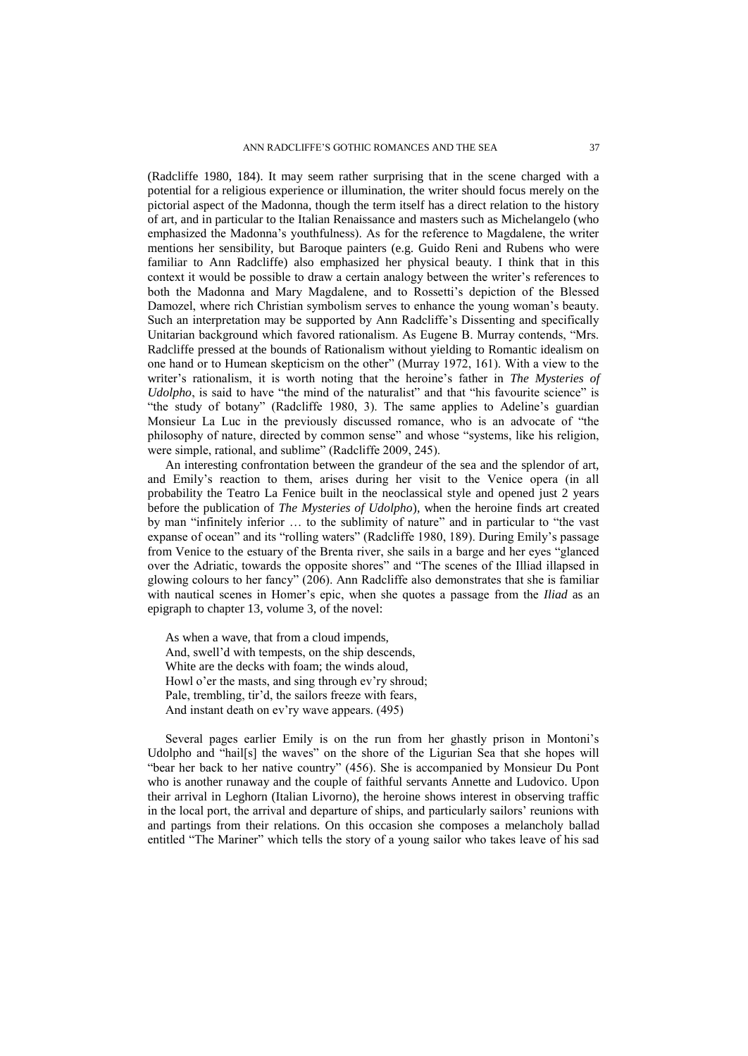(Radcliffe 1980, 184). It may seem rather surprising that in the scene charged with a potential for a religious experience or illumination, the writer should focus merely on the pictorial aspect of the Madonna, though the term itself has a direct relation to the history of art, and in particular to the Italian Renaissance and masters such as Michelangelo (who emphasized the Madonna's youthfulness). As for the reference to Magdalene, the writer mentions her sensibility, but Baroque painters (e.g. Guido Reni and Rubens who were familiar to Ann Radcliffe) also emphasized her physical beauty. I think that in this context it would be possible to draw a certain analogy between the writer's references to both the Madonna and Mary Magdalene, and to Rossetti's depiction of the Blessed Damozel, where rich Christian symbolism serves to enhance the young woman's beauty. Such an interpretation may be supported by Ann Radcliffe's Dissenting and specifically Unitarian background which favored rationalism. As Eugene B. Murray contends, "Mrs. Radcliffe pressed at the bounds of Rationalism without yielding to Romantic idealism on one hand or to Humean skepticism on the other" (Murray 1972, 161). With a view to the writer's rationalism, it is worth noting that the heroine's father in *The Mysteries of Udolpho*, is said to have "the mind of the naturalist" and that "his favourite science" is "the study of botany" (Radcliffe 1980, 3). The same applies to Adeline's guardian Monsieur La Luc in the previously discussed romance, who is an advocate of "the philosophy of nature, directed by common sense" and whose "systems, like his religion, were simple, rational, and sublime" (Radcliffe 2009, 245).

An interesting confrontation between the grandeur of the sea and the splendor of art, and Emily's reaction to them, arises during her visit to the Venice opera (in all probability the Teatro La Fenice built in the neoclassical style and opened just 2 years before the publication of *The Mysteries of Udolpho*), when the heroine finds art created by man "infinitely inferior … to the sublimity of nature" and in particular to "the vast expanse of ocean" and its "rolling waters" (Radcliffe 1980, 189). During Emily's passage from Venice to the estuary of the Brenta river, she sails in a barge and her eyes "glanced over the Adriatic, towards the opposite shores" and "The scenes of the Illiad illapsed in glowing colours to her fancy" (206). Ann Radcliffe also demonstrates that she is familiar with nautical scenes in Homer's epic, when she quotes a passage from the *Iliad* as an epigraph to chapter 13, volume 3, of the novel:

> As when a wave, that from a cloud impends,
> And, swell'd with tempests, on the ship descends,
> White are the decks with foam; the winds aloud,
> Howl o'er the masts, and sing through ev'ry shroud;
> Pale, trembling, tir'd, the sailors freeze with fears,
> And instant death on ev'ry wave appears. (495)

Several pages earlier Emily is on the run from her ghastly prison in Montoni's Udolpho and "hail[s] the waves" on the shore of the Ligurian Sea that she hopes will "bear her back to her native country" (456). She is accompanied by Monsieur Du Pont who is another runaway and the couple of faithful servants Annette and Ludovico. Upon their arrival in Leghorn (Italian Livorno), the heroine shows interest in observing traffic in the local port, the arrival and departure of ships, and particularly sailors' reunions with and partings from their relations. On this occasion she composes a melancholy ballad entitled "The Mariner" which tells the story of a young sailor who takes leave of his sad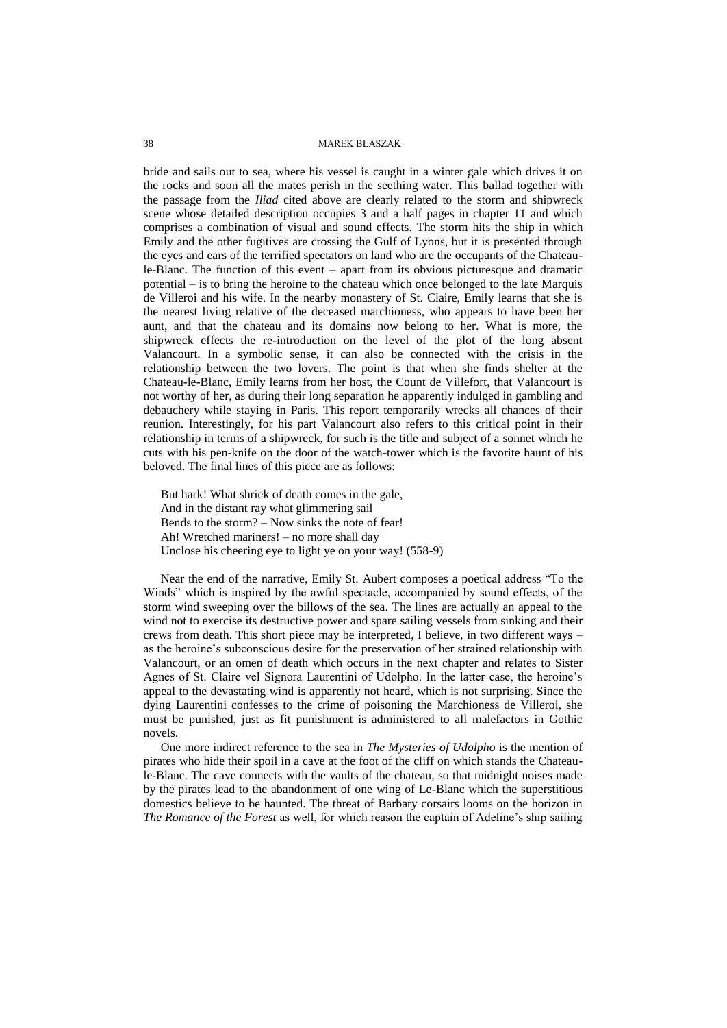bride and sails out to sea, where his vessel is caught in a winter gale which drives it on the rocks and soon all the mates perish in the seething water. This ballad together with the passage from the *Iliad* cited above are clearly related to the storm and shipwreck scene whose detailed description occupies 3 and a half pages in chapter 11 and which comprises a combination of visual and sound effects. The storm hits the ship in which Emily and the other fugitives are crossing the Gulf of Lyons, but it is presented through the eyes and ears of the terrified spectators on land who are the occupants of the Chateau-le-Blanc. The function of this event – apart from its obvious picturesque and dramatic potential – is to bring the heroine to the chateau which once belonged to the late Marquis de Villeroi and his wife. In the nearby monastery of St. Claire, Emily learns that she is the nearest living relative of the deceased marchioness, who appears to have been her aunt, and that the chateau and its domains now belong to her. What is more, the shipwreck effects the re-introduction on the level of the plot of the long absent Valancourt. In a symbolic sense, it can also be connected with the crisis in the relationship between the two lovers. The point is that when she finds shelter at the Chateau-le-Blanc, Emily learns from her host, the Count de Villefort, that Valancourt is not worthy of her, as during their long separation he apparently indulged in gambling and debauchery while staying in Paris. This report temporarily wrecks all chances of their reunion. Interestingly, for his part Valancourt also refers to this critical point in their relationship in terms of a shipwreck, for such is the title and subject of a sonnet which he cuts with his pen-knife on the door of the watch-tower which is the favorite haunt of his beloved. The final lines of this piece are as follows:

> But hark! What shriek of death comes in the gale,
> And in the distant ray what glimmering sail
> Bends to the storm? – Now sinks the note of fear!
> Ah! Wretched mariners! – no more shall day
> Unclose his cheering eye to light ye on your way! (558-9)

Near the end of the narrative, Emily St. Aubert composes a poetical address "To the Winds" which is inspired by the awful spectacle, accompanied by sound effects, of the storm wind sweeping over the billows of the sea. The lines are actually an appeal to the wind not to exercise its destructive power and spare sailing vessels from sinking and their crews from death. This short piece may be interpreted, I believe, in two different ways – as the heroine's subconscious desire for the preservation of her strained relationship with Valancourt, or an omen of death which occurs in the next chapter and relates to Sister Agnes of St. Claire vel Signora Laurentini of Udolpho. In the latter case, the heroine's appeal to the devastating wind is apparently not heard, which is not surprising. Since the dying Laurentini confesses to the crime of poisoning the Marchioness de Villeroi, she must be punished, just as fit punishment is administered to all malefactors in Gothic novels.

One more indirect reference to the sea in *The Mysteries of Udolpho* is the mention of pirates who hide their spoil in a cave at the foot of the cliff on which stands the Chateau-le-Blanc. The cave connects with the vaults of the chateau, so that midnight noises made by the pirates lead to the abandonment of one wing of Le-Blanc which the superstitious domestics believe to be haunted. The threat of Barbary corsairs looms on the horizon in *The Romance of the Forest* as well, for which reason the captain of Adeline's ship sailing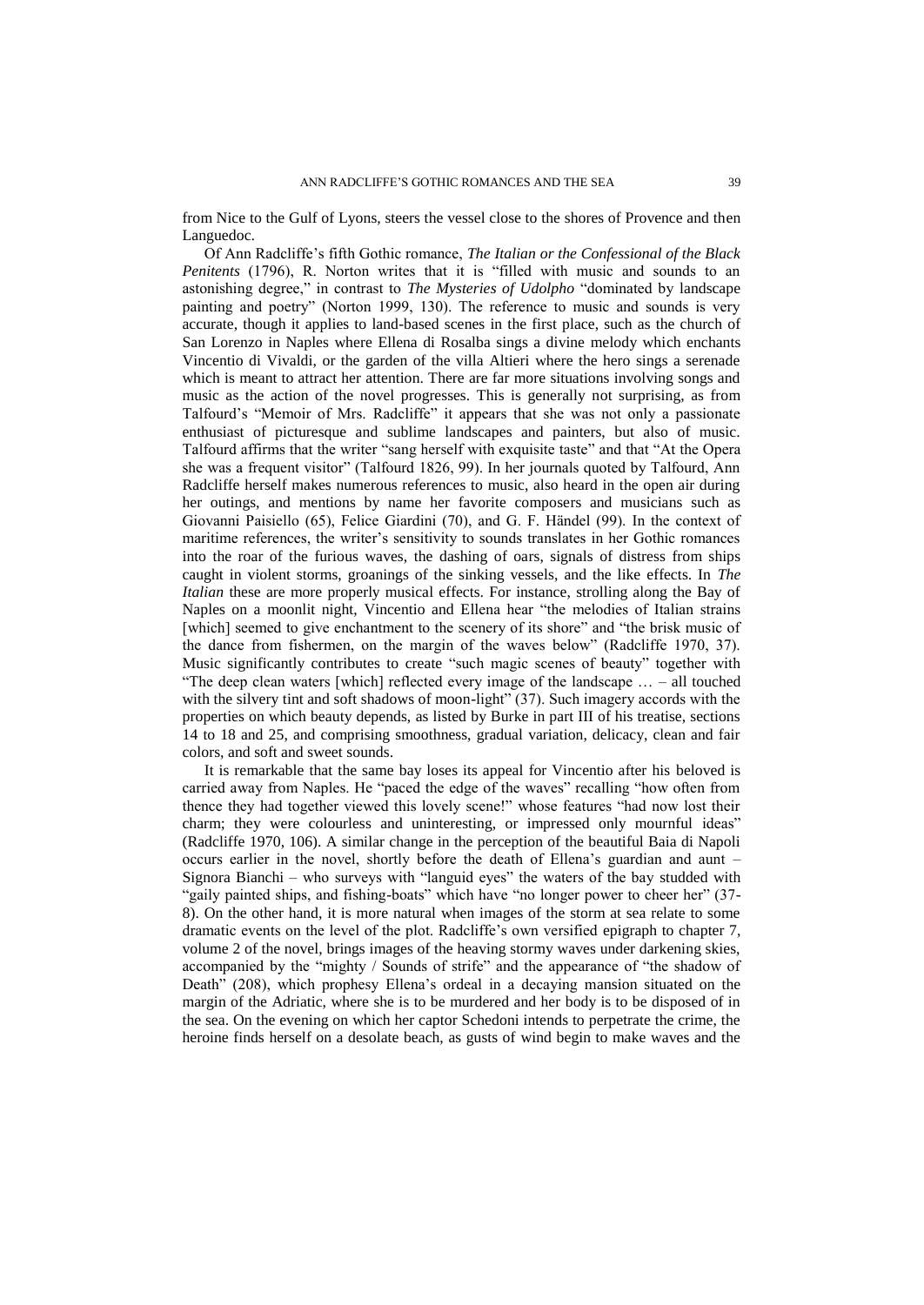from Nice to the Gulf of Lyons, steers the vessel close to the shores of Provence and then Languedoc.

Of Ann Radcliffe's fifth Gothic romance, *The Italian or the Confessional of the Black Penitents* (1796), R. Norton writes that it is "filled with music and sounds to an astonishing degree," in contrast to *The Mysteries of Udolpho* "dominated by landscape painting and poetry" (Norton 1999, 130). The reference to music and sounds is very accurate, though it applies to land-based scenes in the first place, such as the church of San Lorenzo in Naples where Ellena di Rosalba sings a divine melody which enchants Vincentio di Vivaldi, or the garden of the villa Altieri where the hero sings a serenade which is meant to attract her attention. There are far more situations involving songs and music as the action of the novel progresses. This is generally not surprising, as from Talfourd's "Memoir of Mrs. Radcliffe" it appears that she was not only a passionate enthusiast of picturesque and sublime landscapes and painters, but also of music. Talfourd affirms that the writer "sang herself with exquisite taste" and that "At the Opera she was a frequent visitor" (Talfourd 1826, 99). In her journals quoted by Talfourd, Ann Radcliffe herself makes numerous references to music, also heard in the open air during her outings, and mentions by name her favorite composers and musicians such as Giovanni Paisiello (65), Felice Giardini (70), and G. F. Händel (99). In the context of maritime references, the writer's sensitivity to sounds translates in her Gothic romances into the roar of the furious waves, the dashing of oars, signals of distress from ships caught in violent storms, groanings of the sinking vessels, and the like effects. In *The Italian* these are more properly musical effects. For instance, strolling along the Bay of Naples on a moonlit night, Vincentio and Ellena hear "the melodies of Italian strains [which] seemed to give enchantment to the scenery of its shore" and "the brisk music of the dance from fishermen, on the margin of the waves below" (Radcliffe 1970, 37). Music significantly contributes to create "such magic scenes of beauty" together with "The deep clean waters [which] reflected every image of the landscape … – all touched with the silvery tint and soft shadows of moon-light" (37). Such imagery accords with the properties on which beauty depends, as listed by Burke in part III of his treatise, sections 14 to 18 and 25, and comprising smoothness, gradual variation, delicacy, clean and fair colors, and soft and sweet sounds.

It is remarkable that the same bay loses its appeal for Vincentio after his beloved is carried away from Naples. He "paced the edge of the waves" recalling "how often from thence they had together viewed this lovely scene!" whose features "had now lost their charm; they were colourless and uninteresting, or impressed only mournful ideas" (Radcliffe 1970, 106). A similar change in the perception of the beautiful Baia di Napoli occurs earlier in the novel, shortly before the death of Ellena's guardian and aunt – Signora Bianchi – who surveys with "languid eyes" the waters of the bay studded with "gaily painted ships, and fishing-boats" which have "no longer power to cheer her" (37-8). On the other hand, it is more natural when images of the storm at sea relate to some dramatic events on the level of the plot. Radcliffe's own versified epigraph to chapter 7, volume 2 of the novel, brings images of the heaving stormy waves under darkening skies, accompanied by the "mighty / Sounds of strife" and the appearance of "the shadow of Death" (208), which prophesy Ellena's ordeal in a decaying mansion situated on the margin of the Adriatic, where she is to be murdered and her body is to be disposed of in the sea. On the evening on which her captor Schedoni intends to perpetrate the crime, the heroine finds herself on a desolate beach, as gusts of wind begin to make waves and the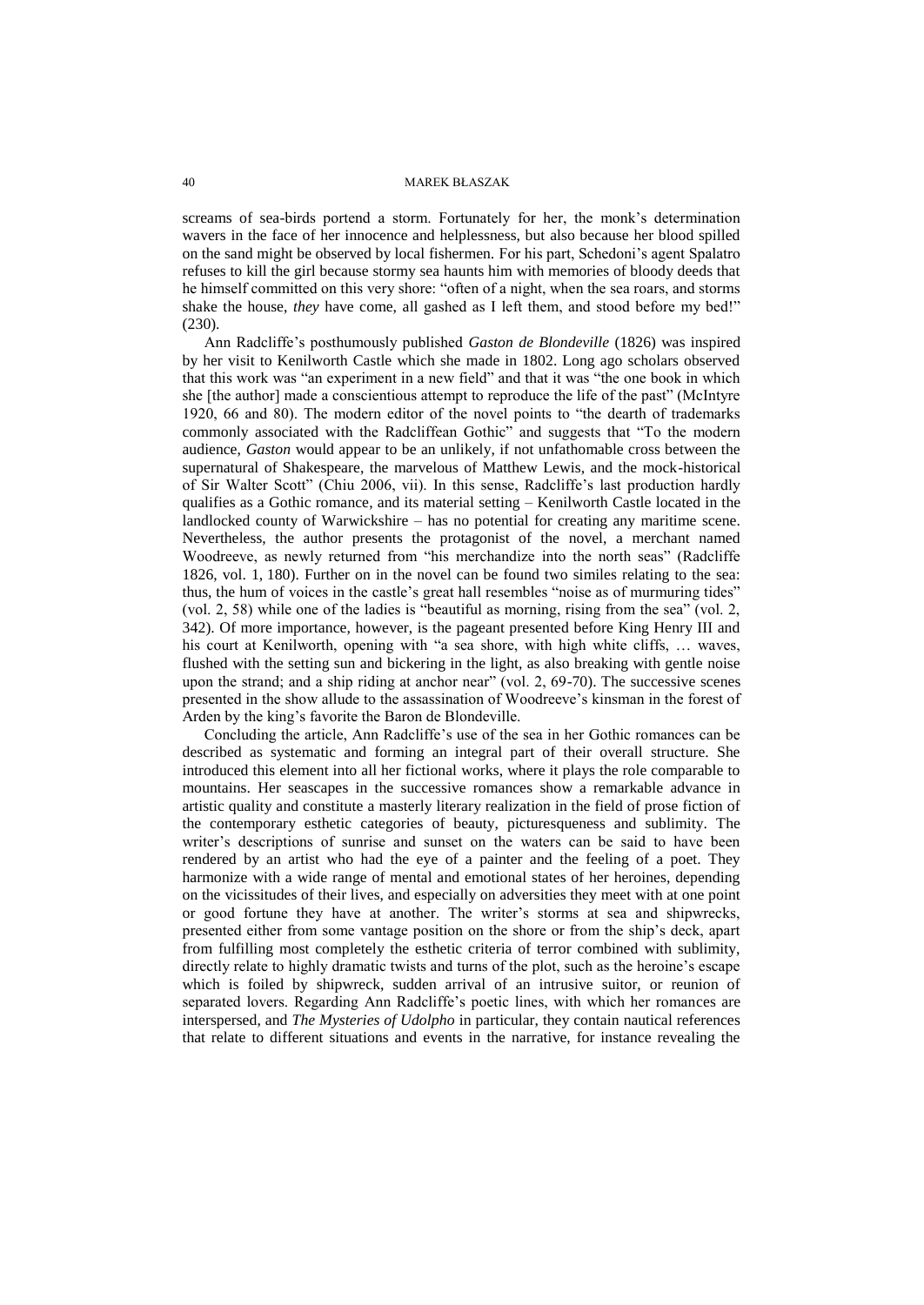screams of sea-birds portend a storm. Fortunately for her, the monk's determination wavers in the face of her innocence and helplessness, but also because her blood spilled on the sand might be observed by local fishermen. For his part, Schedoni's agent Spalatro refuses to kill the girl because stormy sea haunts him with memories of bloody deeds that he himself committed on this very shore: "often of a night, when the sea roars, and storms shake the house, *they* have come, all gashed as I left them, and stood before my bed!" (230).

Ann Radcliffe's posthumously published *Gaston de Blondeville* (1826) was inspired by her visit to Kenilworth Castle which she made in 1802. Long ago scholars observed that this work was "an experiment in a new field" and that it was "the one book in which she [the author] made a conscientious attempt to reproduce the life of the past" (McIntyre 1920, 66 and 80). The modern editor of the novel points to "the dearth of trademarks commonly associated with the Radcliffean Gothic" and suggests that "To the modern audience, *Gaston* would appear to be an unlikely, if not unfathomable cross between the supernatural of Shakespeare, the marvelous of Matthew Lewis, and the mock-historical of Sir Walter Scott" (Chiu 2006, vii). In this sense, Radcliffe's last production hardly qualifies as a Gothic romance, and its material setting – Kenilworth Castle located in the landlocked county of Warwickshire – has no potential for creating any maritime scene. Nevertheless, the author presents the protagonist of the novel, a merchant named Woodreeve, as newly returned from "his merchandize into the north seas" (Radcliffe 1826, vol. 1, 180). Further on in the novel can be found two similes relating to the sea: thus, the hum of voices in the castle's great hall resembles "noise as of murmuring tides" (vol. 2, 58) while one of the ladies is "beautiful as morning, rising from the sea" (vol. 2, 342). Of more importance, however, is the pageant presented before King Henry III and his court at Kenilworth, opening with "a sea shore, with high white cliffs, … waves, flushed with the setting sun and bickering in the light, as also breaking with gentle noise upon the strand; and a ship riding at anchor near" (vol. 2, 69-70). The successive scenes presented in the show allude to the assassination of Woodreeve's kinsman in the forest of Arden by the king's favorite the Baron de Blondeville.

Concluding the article, Ann Radcliffe's use of the sea in her Gothic romances can be described as systematic and forming an integral part of their overall structure. She introduced this element into all her fictional works, where it plays the role comparable to mountains. Her seascapes in the successive romances show a remarkable advance in artistic quality and constitute a masterly literary realization in the field of prose fiction of the contemporary esthetic categories of beauty, picturesqueness and sublimity. The writer's descriptions of sunrise and sunset on the waters can be said to have been rendered by an artist who had the eye of a painter and the feeling of a poet. They harmonize with a wide range of mental and emotional states of her heroines, depending on the vicissitudes of their lives, and especially on adversities they meet with at one point or good fortune they have at another. The writer's storms at sea and shipwrecks, presented either from some vantage position on the shore or from the ship's deck, apart from fulfilling most completely the esthetic criteria of terror combined with sublimity, directly relate to highly dramatic twists and turns of the plot, such as the heroine's escape which is foiled by shipwreck, sudden arrival of an intrusive suitor, or reunion of separated lovers. Regarding Ann Radcliffe's poetic lines, with which her romances are interspersed, and *The Mysteries of Udolpho* in particular, they contain nautical references that relate to different situations and events in the narrative, for instance revealing the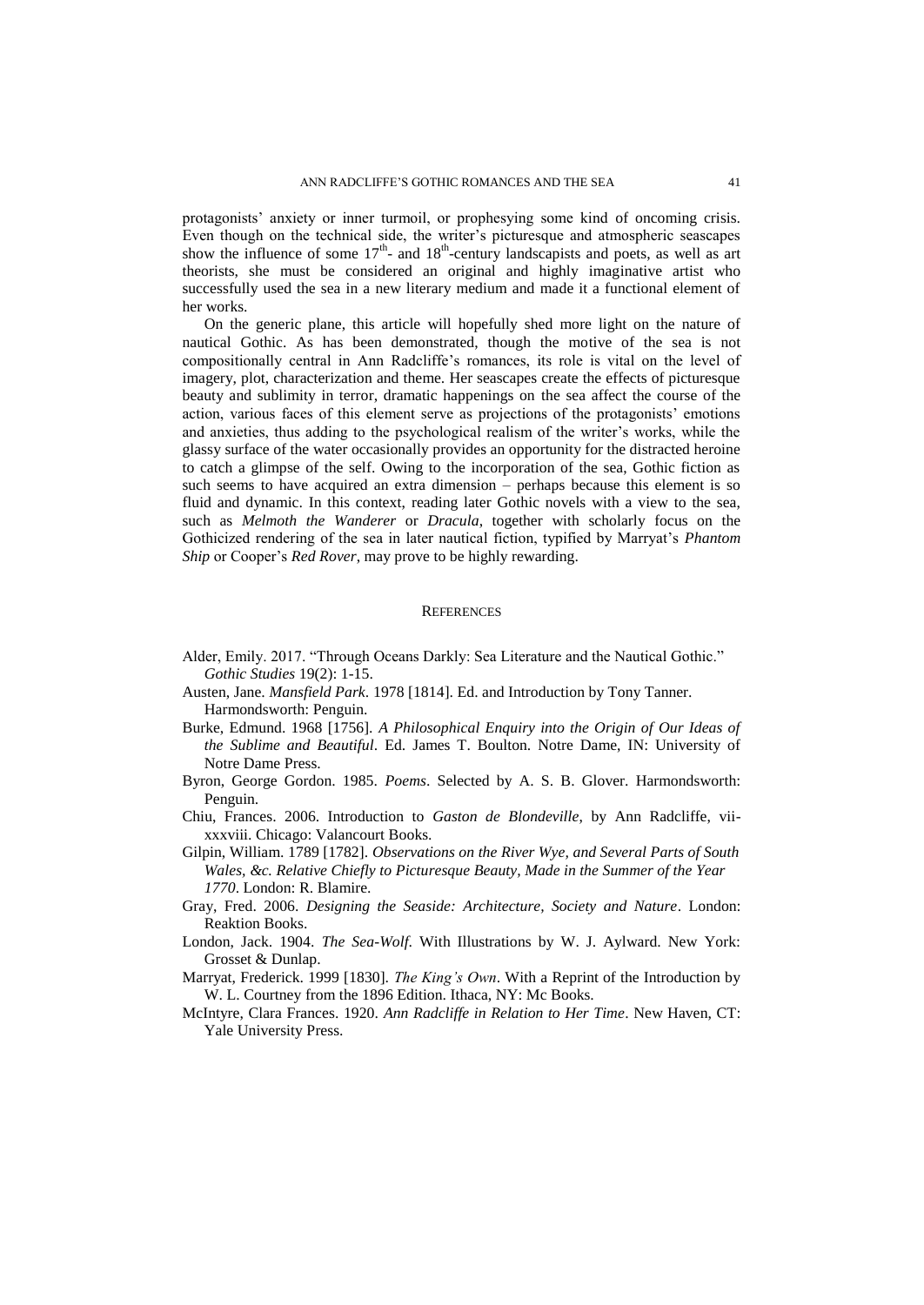protagonists' anxiety or inner turmoil, or prophesying some kind of oncoming crisis. Even though on the technical side, the writer's picturesque and atmospheric seascapes show the influence of some 17th- and 18th-century landscapists and poets, as well as art theorists, she must be considered an original and highly imaginative artist who successfully used the sea in a new literary medium and made it a functional element of her works.

On the generic plane, this article will hopefully shed more light on the nature of nautical Gothic. As has been demonstrated, though the motive of the sea is not compositionally central in Ann Radcliffe's romances, its role is vital on the level of imagery, plot, characterization and theme. Her seascapes create the effects of picturesque beauty and sublimity in terror, dramatic happenings on the sea affect the course of the action, various faces of this element serve as projections of the protagonists' emotions and anxieties, thus adding to the psychological realism of the writer's works, while the glassy surface of the water occasionally provides an opportunity for the distracted heroine to catch a glimpse of the self. Owing to the incorporation of the sea, Gothic fiction as such seems to have acquired an extra dimension – perhaps because this element is so fluid and dynamic. In this context, reading later Gothic novels with a view to the sea, such as *Melmoth the Wanderer* or *Dracula*, together with scholarly focus on the Gothicized rendering of the sea in later nautical fiction, typified by Marryat's *Phantom Ship* or Cooper's *Red Rover*, may prove to be highly rewarding.

## REFERENCES

Alder, Emily. 2017. "Through Oceans Darkly: Sea Literature and the Nautical Gothic." *Gothic Studies* 19(2): 1-15.

Austen, Jane. *Mansfield Park*. 1978 [1814]. Ed. and Introduction by Tony Tanner. Harmondsworth: Penguin.

Burke, Edmund. 1968 [1756]. *A Philosophical Enquiry into the Origin of Our Ideas of the Sublime and Beautiful*. Ed. James T. Boulton. Notre Dame, IN: University of Notre Dame Press.

Byron, George Gordon. 1985. *Poems*. Selected by A. S. B. Glover. Harmondsworth: Penguin.

Chiu, Frances. 2006. Introduction to *Gaston de Blondeville*, by Ann Radcliffe, vii-xxxviii. Chicago: Valancourt Books.

Gilpin, William. 1789 [1782]. *Observations on the River Wye, and Several Parts of South Wales, &c. Relative Chiefly to Picturesque Beauty, Made in the Summer of the Year 1770*. London: R. Blamire.

Gray, Fred. 2006. *Designing the Seaside: Architecture, Society and Nature*. London: Reaktion Books.

London, Jack. 1904. *The Sea-Wolf*. With Illustrations by W. J. Aylward. New York: Grosset & Dunlap.

Marryat, Frederick. 1999 [1830]. *The King's Own*. With a Reprint of the Introduction by W. L. Courtney from the 1896 Edition. Ithaca, NY: Mc Books.

McIntyre, Clara Frances. 1920. *Ann Radcliffe in Relation to Her Time*. New Haven, CT: Yale University Press.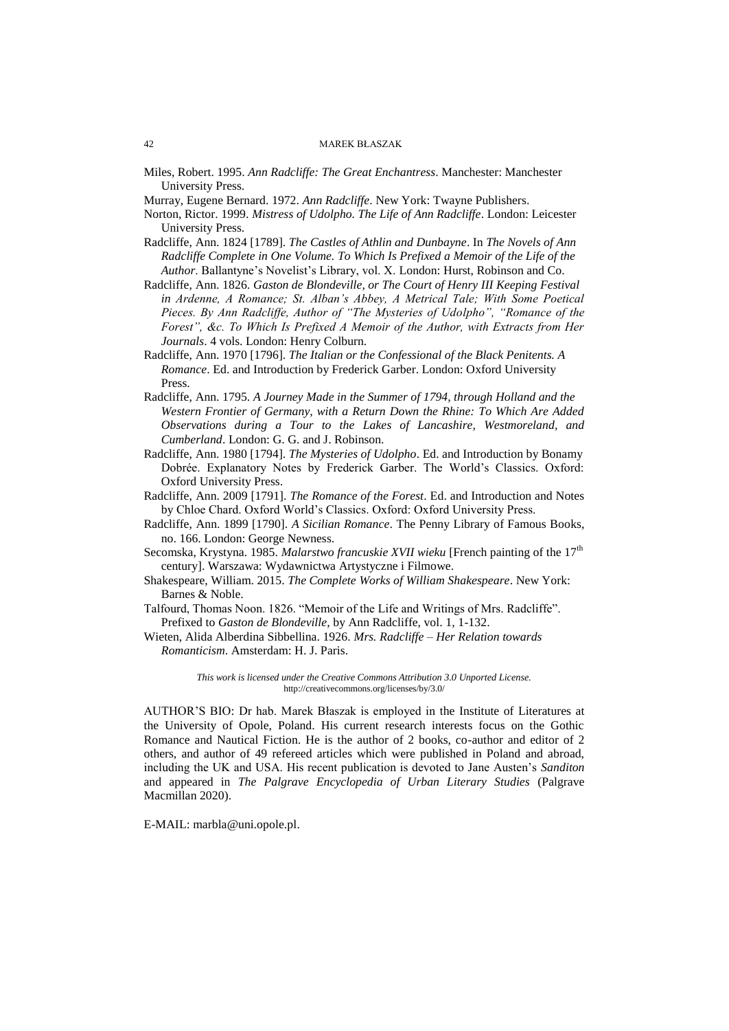Miles, Robert. 1995. *Ann Radcliffe: The Great Enchantress*. Manchester: Manchester University Press.

Murray, Eugene Bernard. 1972. *Ann Radcliffe*. New York: Twayne Publishers.

Norton, Rictor. 1999. *Mistress of Udolpho. The Life of Ann Radcliffe*. London: Leicester University Press.

Radcliffe, Ann. 1824 [1789]. *The Castles of Athlin and Dunbayne*. In *The Novels of Ann Radcliffe Complete in One Volume. To Which Is Prefixed a Memoir of the Life of the Author*. Ballantyne's Novelist's Library, vol. X. London: Hurst, Robinson and Co.

Radcliffe, Ann. 1826. *Gaston de Blondeville, or The Court of Henry III Keeping Festival in Ardenne, A Romance; St. Alban's Abbey, A Metrical Tale; With Some Poetical Pieces. By Ann Radcliffe, Author of "The Mysteries of Udolpho", "Romance of the Forest", &c. To Which Is Prefixed A Memoir of the Author, with Extracts from Her Journals*. 4 vols. London: Henry Colburn.

Radcliffe, Ann. 1970 [1796]. *The Italian or the Confessional of the Black Penitents. A Romance*. Ed. and Introduction by Frederick Garber. London: Oxford University Press.

Radcliffe, Ann. 1795. *A Journey Made in the Summer of 1794, through Holland and the Western Frontier of Germany, with a Return Down the Rhine: To Which Are Added Observations during a Tour to the Lakes of Lancashire, Westmoreland, and Cumberland*. London: G. G. and J. Robinson.

Radcliffe, Ann. 1980 [1794]. *The Mysteries of Udolpho*. Ed. and Introduction by Bonamy Dobrée. Explanatory Notes by Frederick Garber. The World's Classics. Oxford: Oxford University Press.

Radcliffe, Ann. 2009 [1791]. *The Romance of the Forest*. Ed. and Introduction and Notes by Chloe Chard. Oxford World's Classics. Oxford: Oxford University Press.

Radcliffe, Ann. 1899 [1790]. *A Sicilian Romance*. The Penny Library of Famous Books, no. 166. London: George Newness.

Secomska, Krystyna. 1985. *Malarstwo francuskie XVII wieku* [French painting of the 17th century]. Warszawa: Wydawnictwa Artystyczne i Filmowe.

Shakespeare, William. 2015. *The Complete Works of William Shakespeare*. New York: Barnes & Noble.

Talfourd, Thomas Noon. 1826. "Memoir of the Life and Writings of Mrs. Radcliffe". Prefixed to *Gaston de Blondeville*, by Ann Radcliffe, vol. 1, 1-132.

Wieten, Alida Alberdina Sibbellina. 1926. *Mrs. Radcliffe – Her Relation towards Romanticism*. Amsterdam: H. J. Paris.

*This work is licensed under the Creative Commons Attribution 3.0 Unported License.*
http://creativecommons.org/licenses/by/3.0/

AUTHOR'S BIO: Dr hab. Marek Błaszak is employed in the Institute of Literatures at the University of Opole, Poland. His current research interests focus on the Gothic Romance and Nautical Fiction. He is the author of 2 books, co-author and editor of 2 others, and author of 49 refereed articles which were published in Poland and abroad, including the UK and USA. His recent publication is devoted to Jane Austen's *Sanditon* and appeared in *The Palgrave Encyclopedia of Urban Literary Studies* (Palgrave Macmillan 2020).

E-MAIL: marbla@uni.opole.pl.